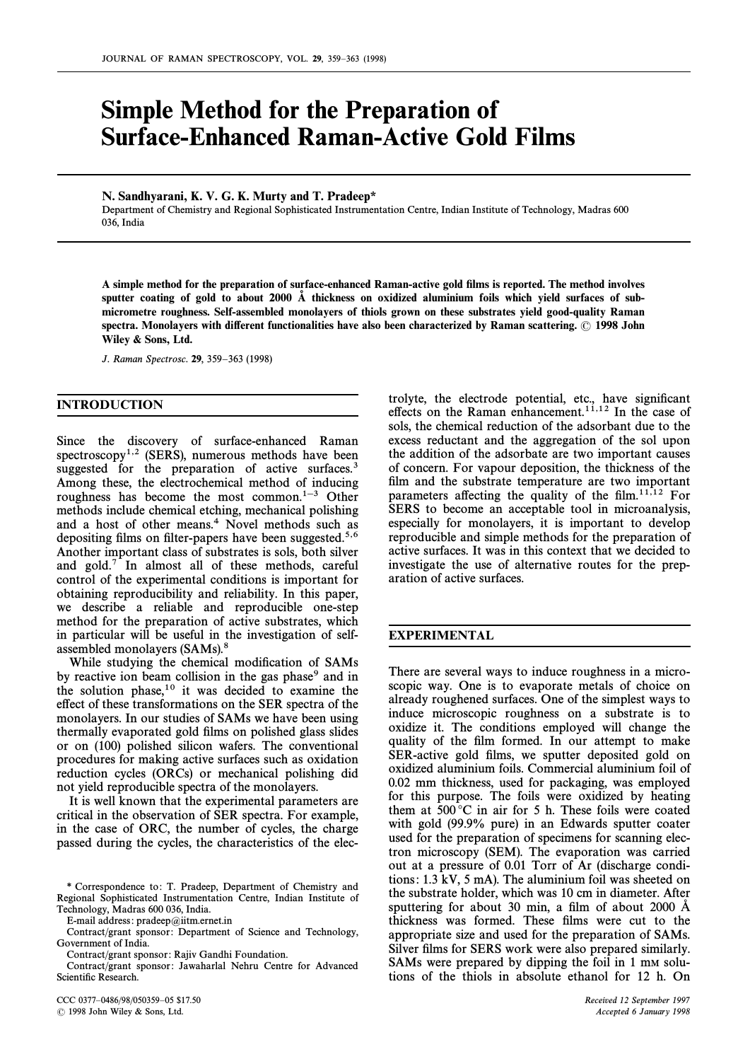# Simple Method for the Preparation of Surface-Enhanced Raman-Active Gold Films

**N. Sandhyarani, K. V. G. K. Murty and T. Pradeep***

Department of Chemistry and Regional Sophisticated Instrumentation Centre, Indian Institute of Technology, Madras 600 036, India

**A simple method for the preparation of surface-enhanced Raman-active gold films is reported. The method involves sputter coating of gold to about 2000 Å thickness on oxidized aluminium foils which yield surfaces of sub-micrometre roughness. Self-assembled monolayers of thiols grown on these substrates yield good-quality Raman spectra. Monolayers with different functionalities have also been characterized by Raman scattering. © 1998 John Wiley & Sons, Ltd.**

*J. Raman Spectrosc.* **29**, 359–363 (1998)

## INTRODUCTION

Since the discovery of surface-enhanced Raman spectroscopy[1,2] (SERS), numerous methods have been suggested for the preparation of active surfaces.[3] Among these, the electrochemical method of inducing roughness has become the most common.[1–3] Other methods include chemical etching, mechanical polishing and a host of other means.[4] Novel methods such as depositing films on filter-papers have been suggested.[5,6] Another important class of substrates is sols, both silver and gold.[7] In almost all of these methods, careful control of the experimental conditions is important for obtaining reproducibility and reliability. In this paper, we describe a reliable and reproducible one-step method for the preparation of active substrates, which in particular will be useful in the investigation of self-assembled monolayers (SAMs).[8]

While studying the chemical modification of SAMs by reactive ion beam collision in the gas phase[9] and in the solution phase,[10] it was decided to examine the effect of these transformations on the SER spectra of the monolayers. In our studies of SAMs we have been using thermally evaporated gold films on polished glass slides or on (100) polished silicon wafers. The conventional procedures for making active surfaces such as oxidation reduction cycles (ORCs) or mechanical polishing did not yield reproducible spectra of the monolayers.

It is well known that the experimental parameters are critical in the observation of SER spectra. For example, in the case of ORC, the number of cycles, the charge passed during the cycles, the characteristics of the electrolyte, the electrode potential, etc., have significant effects on the Raman enhancement.[11,12] In the case of sols, the chemical reduction of the adsorbant due to the excess reductant and the aggregation of the sol upon the addition of the adsorbate are two important causes of concern. For vapour deposition, the thickness of the film and the substrate temperature are two important parameters affecting the quality of the film.[11,12] For SERS to become an acceptable tool in microanalysis, especially for monolayers, it is important to develop reproducible and simple methods for the preparation of active surfaces. It was in this context that we decided to investigate the use of alternative routes for the preparation of active surfaces.

## EXPERIMENTAL

There are several ways to induce roughness in a microscopic way. One is to evaporate metals of choice on already roughened surfaces. One of the simplest ways to induce microscopic roughness on a substrate is to oxidize it. The conditions employed will change the quality of the film formed. In our attempt to make SER-active gold films, we sputter deposited gold on oxidized aluminium foils. Commercial aluminium foil of 0.02 mm thickness, used for packaging, was employed for this purpose. The foils were oxidized by heating them at 500 °C in air for 5 h. These foils were coated with gold (99.9% pure) in an Edwards sputter coater used for the preparation of specimens for scanning electron microscopy (SEM). The evaporation was carried out at a pressure of 0.01 Torr of Ar (discharge conditions: 1.3 kV, 5 mA). The aluminium foil was sheeted on the substrate holder, which was 10 cm in diameter. After sputtering for about 30 min, a film of about 2000 Å thickness was formed. These films were cut to the appropriate size and used for the preparation of SAMs. Silver films for SERS work were also prepared similarly. SAMs were prepared by dipping the foil in 1 mM solutions of the thiols in absolute ethanol for 12 h. On

\* Correspondence to: T. Pradeep, Department of Chemistry and Regional Sophisticated Instrumentation Centre, Indian Institute of Technology, Madras 600 036, India.
E-mail address: pradeep@iitm.ernet.in
Contract/grant sponsor: Department of Science and Technology, Government of India.
Contract/grant sponsor: Rajiv Gandhi Foundation.
Contract/grant sponsor: Jawaharlal Nehru Centre for Advanced Scientific Research.

CCC 0377–0486/98/050359–05 $17.50
© 1998 John Wiley & Sons, Ltd.

*Received 12 September 1997*
*Accepted 6 January 1998*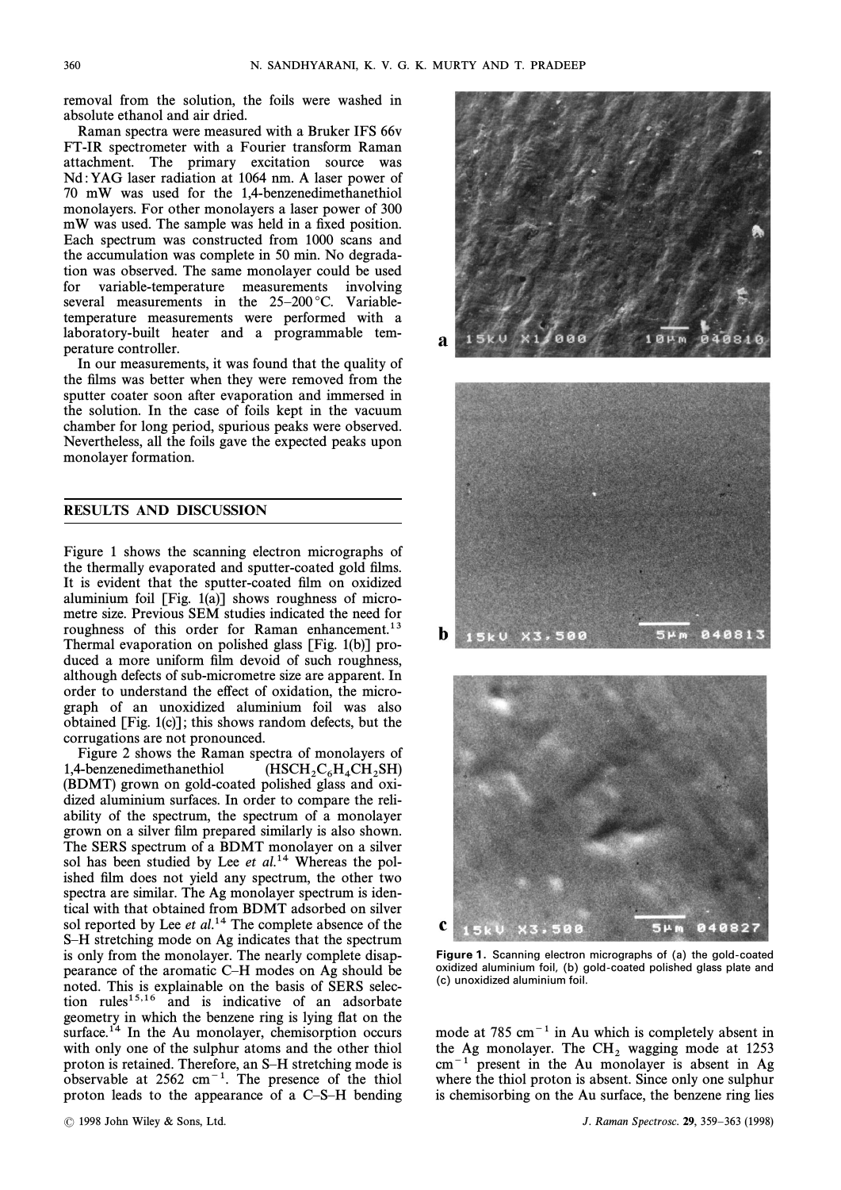removal from the solution, the foils were washed in absolute ethanol and air dried.

Raman spectra were measured with a Bruker IFS 66v FT-IR spectrometer with a Fourier transform Raman attachment. The primary excitation source was Nd:YAG laser radiation at 1064 nm. A laser power of 70 mW was used for the 1,4-benzenedimethanethiol monolayers. For other monolayers a laser power of 300 mW was used. The sample was held in a fixed position. Each spectrum was constructed from 1000 scans and the accumulation was complete in 50 min. No degradation was observed. The same monolayer could be used for variable-temperature measurements involving several measurements in the 25–200 °C. Variable-temperature measurements were performed with a laboratory-built heater and a programmable temperature controller.

In our measurements, it was found that the quality of the films was better when they were removed from the sputter coater soon after evaporation and immersed in the solution. In the case of foils kept in the vacuum chamber for long period, spurious peaks were observed. Nevertheless, all the foils gave the expected peaks upon monolayer formation.

## RESULTS AND DISCUSSION

Figure 1 shows the scanning electron micrographs of the thermally evaporated and sputter-coated gold films. It is evident that the sputter-coated film on oxidized aluminium foil [Fig. 1(a)] shows roughness of micrometre size. Previous SEM studies indicated the need for roughness of this order for Raman enhancement.[13] Thermal evaporation on polished glass [Fig. 1(b)] produced a more uniform film devoid of such roughness, although defects of sub-micrometre size are apparent. In order to understand the effect of oxidation, the micrograph of an unoxidized aluminium foil was also obtained [Fig. 1(c)]; this shows random defects, but the corrugations are not pronounced.

Figure 2 shows the Raman spectra of monolayers of 1,4-benzenedimethanethiol ($HSCH_2C_6H_4CH_2SH$) (BDMT) grown on gold-coated polished glass and oxidized aluminium surfaces. In order to compare the reliability of the spectrum, the spectrum of a monolayer grown on a silver film prepared similarly is also shown. The SERS spectrum of a BDMT monolayer on a silver sol has been studied by Lee *et al.*[14] Whereas the polished film does not yield any spectrum, the other two spectra are similar. The Ag monolayer spectrum is identical with that obtained from BDMT adsorbed on silver sol reported by Lee *et al.*[14] The complete absence of the S–H stretching mode on Ag indicates that the spectrum is only from the monolayer. The nearly complete disappearance of the aromatic C–H modes on Ag should be noted. This is explainable on the basis of SERS selection rules[15,16] and is indicative of an adsorbate geometry in which the benzene ring is lying flat on the surface.[14] In the Au monolayer, chemisorption occurs with only one of the sulphur atoms and the other thiol proton is retained. Therefore, an S–H stretching mode is observable at 2562 $cm^{-1}$. The presence of the thiol proton leads to the appearance of a C–S–H bending mode at 785 $cm^{-1}$ in Au which is completely absent in the Ag monolayer. The $CH_2$ wagging mode at 1253 $cm^{-1}$ present in the Au monolayer is absent in Ag where the thiol proton is absent. Since only one sulphur is chemisorbing on the Au surface, the benzene ring lies

a 15kU X1,000 10μm 040810

b 15kU X3,500 5μm 040813

c 15kU X3,500 5μm 040827

**Figure 1.** Scanning electron micrographs of (a) the gold-coated oxidized aluminium foil, (b) gold-coated polished glass plate and (c) unoxidized aluminium foil.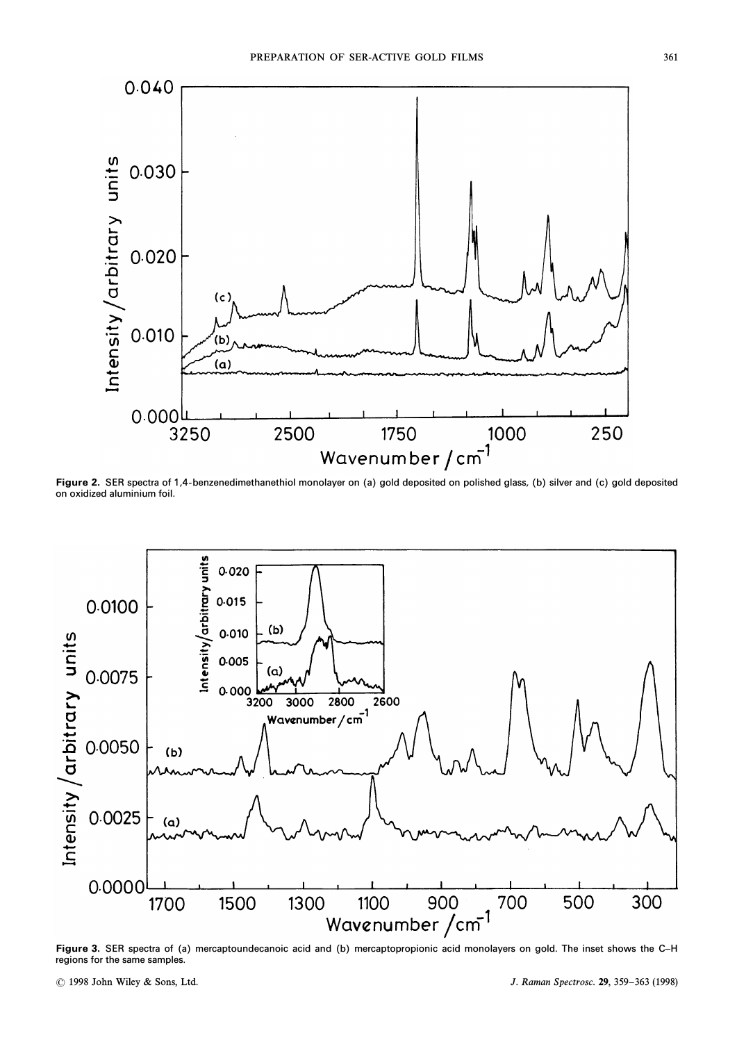**Figure 2.** SER spectra of 1,4-benzenedimethanethiol monolayer on (a) gold deposited on polished glass, (b) silver and (c) gold deposited on oxidized aluminium foil.

**Figure 3.** SER spectra of (a) mercaptoundecanoic acid and (b) mercaptopropionic acid monolayers on gold. The inset shows the C–H regions for the same samples.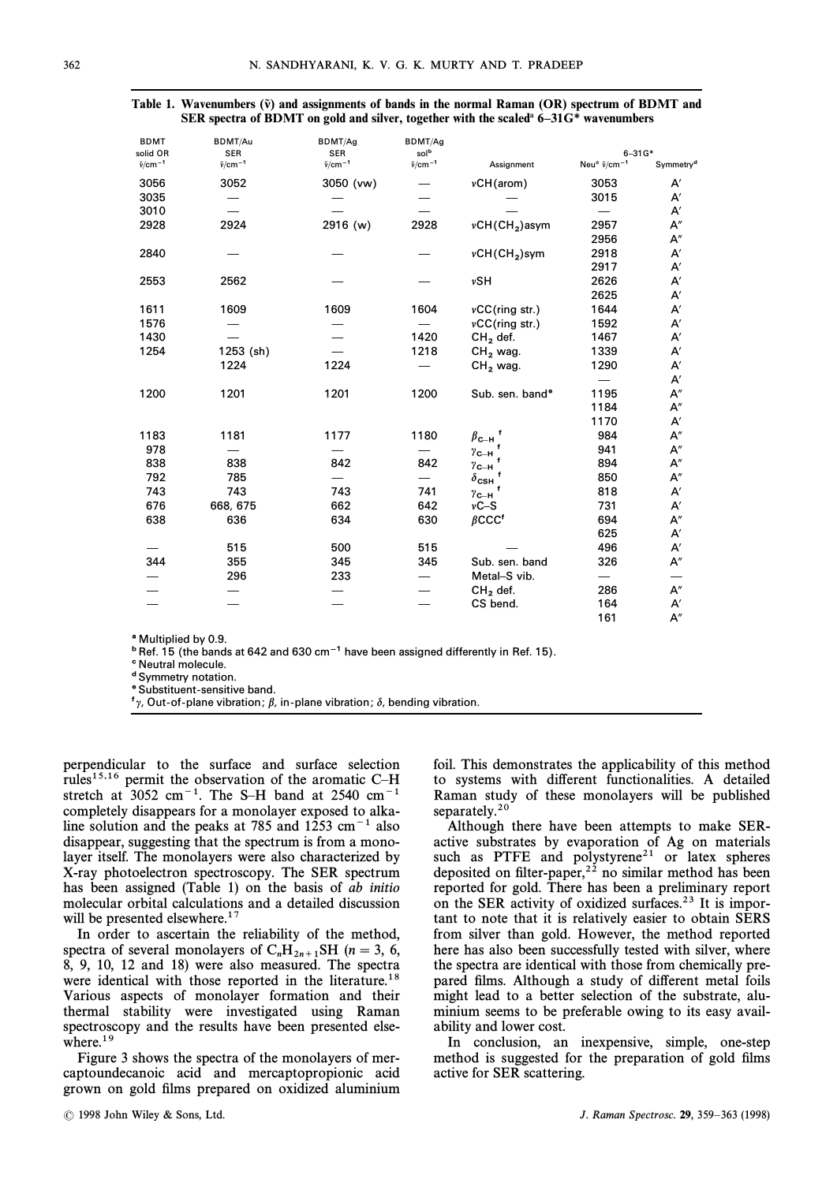**Table 1. Wavenumbers ($\tilde{\nu}$) and assignments of bands in the normal Raman (OR) spectrum of BDMT and SER spectra of BDMT on gold and silver, together with the scaled[a] 6–31G* wavenumbers**

| BDMT solid OR $\tilde{\nu}$/cm$^{-1}$ | BDMT/Au SER $\tilde{\nu}$/cm$^{-1}$ | BDMT/Ag SER $\tilde{\nu}$/cm$^{-1}$ | BDMT/Ag sol[b] $\tilde{\nu}$/cm$^{-1}$ | Assignment | 6–31G* Neu[c] $\tilde{\nu}$/cm$^{-1}$ | Symmetry[d] |
|---|---|---|---|---|---|---|
| 3056 | 3052 | 3050 (vw) | — | $\nu$CH(arom) | 3053 | A′ |
| 3035 | — | — | — | — | 3015 | A′ |
| 3010 | — | — | — | — | — | A′ |
| 2928 | 2924 | 2916 (w) | 2928 | $\nu$CH(CH$_2$)asym | 2957 | A″ |
| | | | | | 2956 | A″ |
| 2840 | — | — | — | $\nu$CH(CH$_2$)sym | 2918 | A′ |
| | | | | | 2917 | A′ |
| 2553 | 2562 | — | — | $\nu$SH | 2626 | A′ |
| | | | | | 2625 | A′ |
| 1611 | 1609 | 1609 | 1604 | $\nu$CC(ring str.) | 1644 | A′ |
| 1576 | — | — | — | $\nu$CC(ring str.) | 1592 | A′ |
| 1430 | — | — | 1420 | CH$_2$ def. | 1467 | A′ |
| 1254 | 1253 (sh) | — | 1218 | CH$_2$ wag. | 1339 | A′ |
| | 1224 | 1224 | — | CH$_2$ wag. | 1290 | A′ |
| | | | | | — | A′ |
| 1200 | 1201 | 1201 | 1200 | Sub. sen. band[e] | 1195 | A″ |
| | | | | | 1184 | A″ |
| | | | | | 1170 | A′ |
| 1183 | 1181 | 1177 | 1180 | $\beta_{C-H}$[f] | 984 | A″ |
| 978 | — | — | — | $\gamma_{C-H}$[f] | 941 | A″ |
| 838 | 838 | 842 | 842 | $\gamma_{C-H}$[f] | 894 | A″ |
| 792 | 785 | — | — | $\delta_{CSH}$[f] | 850 | A″ |
| 743 | 743 | 743 | 741 | $\gamma_{C-H}$[f] | 818 | A′ |
| 676 | 668, 675 | 662 | 642 | $\nu$C–S | 731 | A′ |
| 638 | 636 | 634 | 630 | $\beta$CCC[f] | 694 | A″ |
| | | | | | 625 | A′ |
| — | 515 | 500 | 515 | — | 496 | A′ |
| 344 | 355 | 345 | 345 | Sub. sen. band | 326 | A″ |
| — | 296 | 233 | — | Metal–S vib. | — | — |
| — | — | — | — | CH$_2$ def. | 286 | A″ |
| — | — | — | — | CS bend. | 164 | A′ |
| | | | | | 161 | A″ |

[a] Multiplied by 0.9.
[b] Ref. 15 (the bands at 642 and 630 cm$^{-1}$ have been assigned differently in Ref. 15).
[c] Neutral molecule.
[d] Symmetry notation.
[e] Substituent-sensitive band.
[f] $\gamma$, Out-of-plane vibration; $\beta$, in-plane vibration; $\delta$, bending vibration.

perpendicular to the surface and surface selection rules[15,16] permit the observation of the aromatic C–H stretch at 3052 cm$^{-1}$. The S–H band at 2540 cm$^{-1}$ completely disappears for a monolayer exposed to alkaline solution and the peaks at 785 and 1253 cm$^{-1}$ also disappear, suggesting that the spectrum is from a monolayer itself. The monolayers were also characterized by X-ray photoelectron spectroscopy. The SER spectrum has been assigned (Table 1) on the basis of *ab initio* molecular orbital calculations and a detailed discussion will be presented elsewhere.[17]

In order to ascertain the reliability of the method, spectra of several monolayers of $C_nH_{2n+1}SH$ ($n = 3$, 6, 8, 9, 10, 12 and 18) were also measured. The spectra were identical with those reported in the literature.[18] Various aspects of monolayer formation and their thermal stability were investigated using Raman spectroscopy and the results have been presented elsewhere.[19]

Figure 3 shows the spectra of the monolayers of mercaptoundecanoic acid and mercaptopropionic acid grown on gold films prepared on oxidized aluminium foil. This demonstrates the applicability of this method to systems with different functionalities. A detailed Raman study of these monolayers will be published separately.[20]

Although there have been attempts to make SER-active substrates by evaporation of Ag on materials such as PTFE and polystyrene[21] or latex spheres deposited on filter-paper,[22] no similar method has been reported for gold. There has been a preliminary report on the SER activity of oxidized surfaces.[23] It is important to note that it is relatively easier to obtain SERS from silver than gold. However, the method reported here has also been successfully tested with silver, where the spectra are identical with those from chemically prepared films. Although a study of different metal foils might lead to a better selection of the substrate, aluminium seems to be preferable owing to its easy availability and lower cost.

In conclusion, an inexpensive, simple, one-step method is suggested for the preparation of gold films active for SER scattering.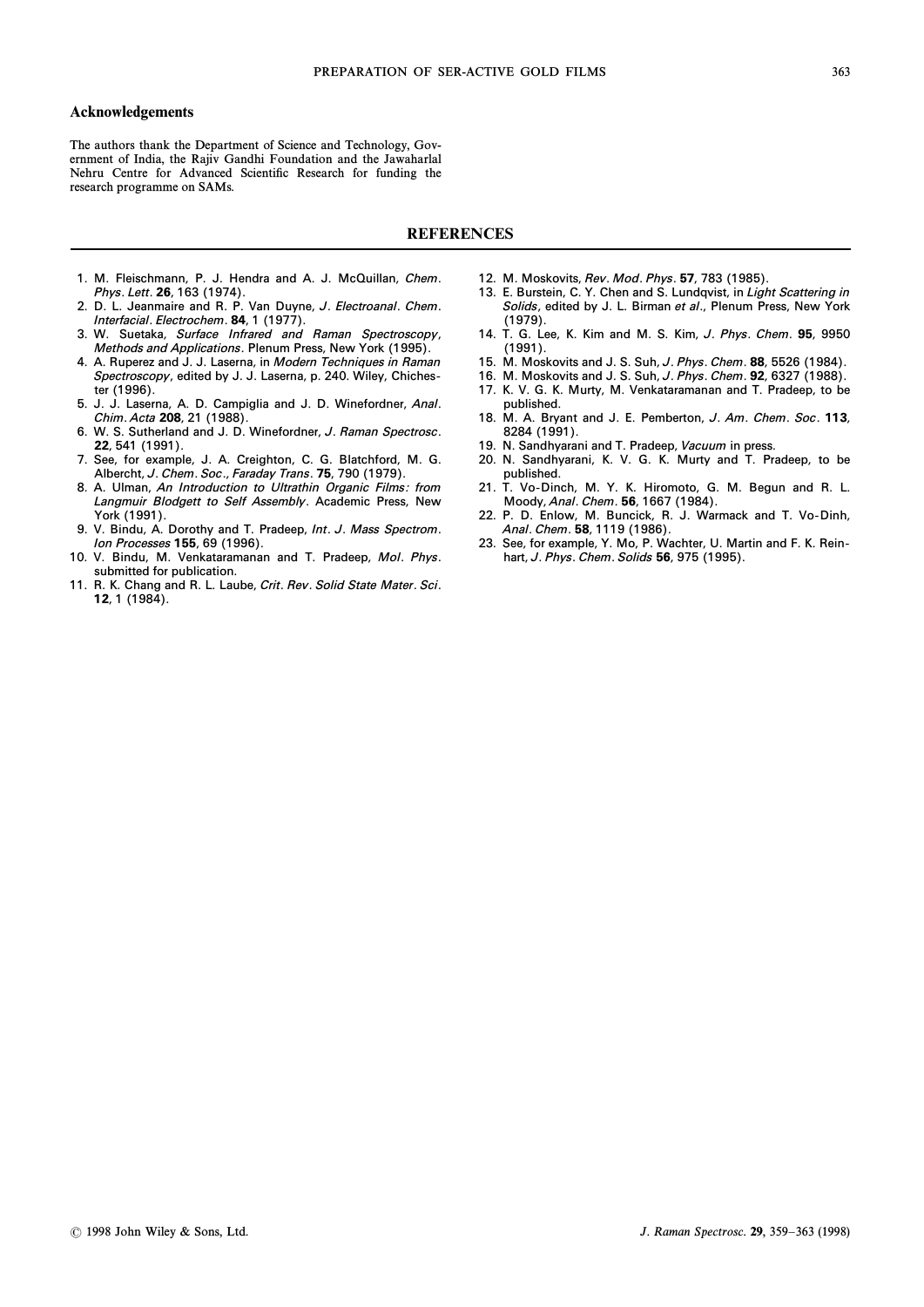### Acknowledgements

The authors thank the Department of Science and Technology, Government of India, the Rajiv Gandhi Foundation and the Jawaharlal Nehru Centre for Advanced Scientific Research for funding the research programme on SAMs.

## REFERENCES

1. M. Fleischmann, P. J. Hendra and A. J. McQuillan, *Chem. Phys. Lett.* **26**, 163 (1974).
2. D. L. Jeanmaire and R. P. Van Duyne, *J. Electroanal. Chem. Interfacial. Electrochem.* **84**, 1 (1977).
3. W. Suetaka, *Surface Infrared and Raman Spectroscopy, Methods and Applications*. Plenum Press, New York (1995).
4. A. Ruperez and J. J. Laserna, in *Modern Techniques in Raman Spectroscopy*, edited by J. J. Laserna, p. 240. Wiley, Chichester (1996).
5. J. J. Laserna, A. D. Campiglia and J. D. Winefordner, *Anal. Chim. Acta* **208**, 21 (1988).
6. W. S. Sutherland and J. D. Winefordner, *J. Raman Spectrosc.* **22**, 541 (1991).
7. See, for example, J. A. Creighton, C. G. Blatchford, M. G. Albercht, *J. Chem. Soc., Faraday Trans.* **75**, 790 (1979).
8. A. Ulman, *An Introduction to Ultrathin Organic Films: from Langmuir Blodgett to Self Assembly*. Academic Press, New York (1991).
9. V. Bindu, A. Dorothy and T. Pradeep, *Int. J. Mass Spectrom. Ion Processes* **155**, 69 (1996).
10. V. Bindu, M. Venkataramanan and T. Pradeep, *Mol. Phys.* submitted for publication.
11. R. K. Chang and R. L. Laube, *Crit. Rev. Solid State Mater. Sci.* **12**, 1 (1984).
12. M. Moskovits, *Rev. Mod. Phys.* **57**, 783 (1985).
13. E. Burstein, C. Y. Chen and S. Lundqvist, in *Light Scattering in Solids*, edited by J. L. Birman *et al*., Plenum Press, New York (1979).
14. T. G. Lee, K. Kim and M. S. Kim, *J. Phys. Chem.* **95**, 9950 (1991).
15. M. Moskovits and J. S. Suh, *J. Phys. Chem.* **88**, 5526 (1984).
16. M. Moskovits and J. S. Suh, *J. Phys. Chem.* **92**, 6327 (1988).
17. K. V. G. K. Murty, M. Venkataramanan and T. Pradeep, to be published.
18. M. A. Bryant and J. E. Pemberton, *J. Am. Chem. Soc.* **113**, 8284 (1991).
19. N. Sandhyarani and T. Pradeep, *Vacuum* in press.
20. N. Sandhyarani, K. V. G. K. Murty and T. Pradeep, to be published.
21. T. Vo-Dinch, M. Y. K. Hiromoto, G. M. Begun and R. L. Moody, *Anal. Chem.* **56**, 1667 (1984).
22. P. D. Enlow, M. Buncick, R. J. Warmack and T. Vo-Dinh, *Anal. Chem.* **58**, 1119 (1986).
23. See, for example, Y. Mo, P. Wachter, U. Martin and F. K. Reinhart, *J. Phys. Chem. Solids* **56**, 975 (1995).